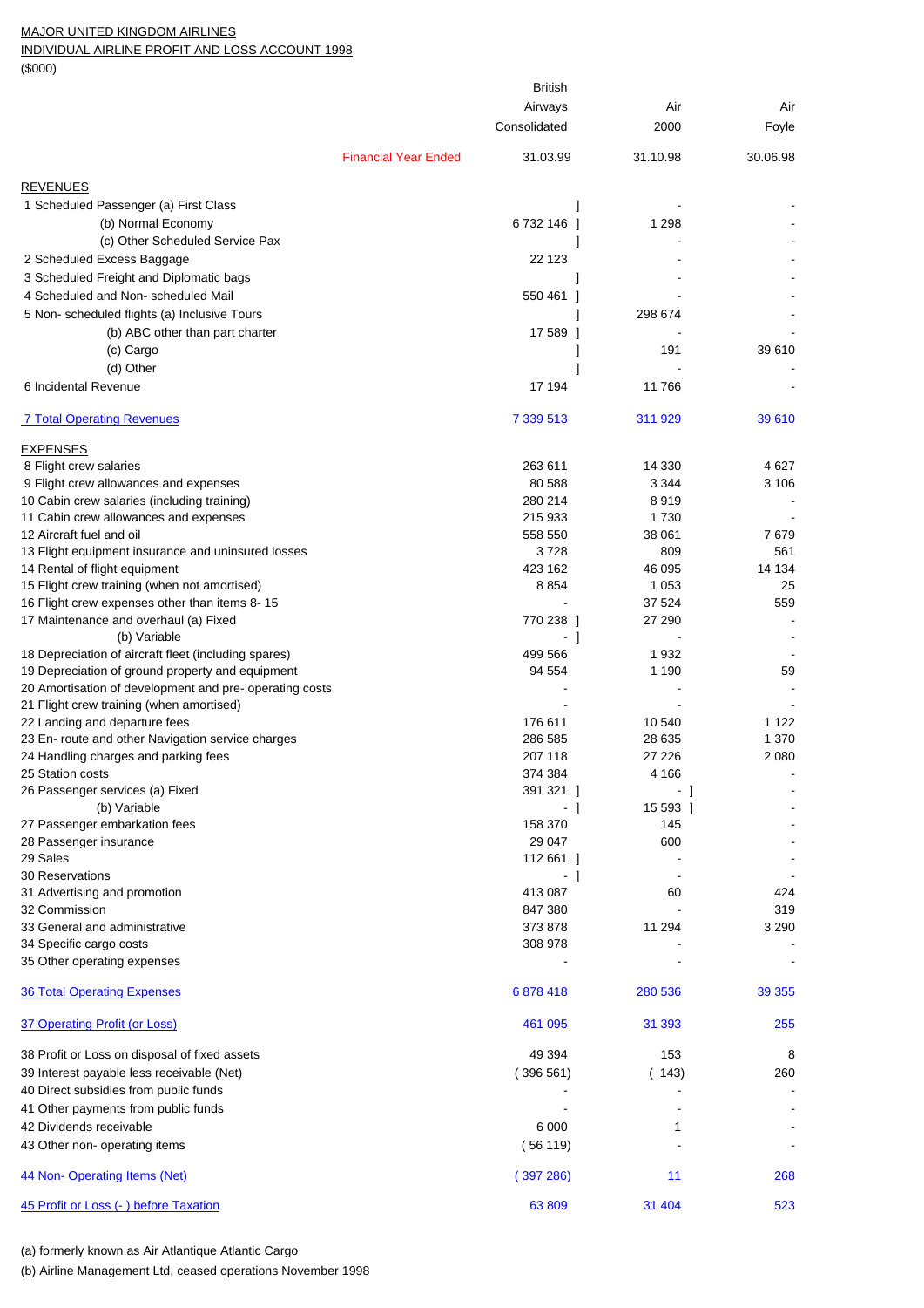MAJOR UNITED KINGDOM AIRLINES

INDIVIDUAL AIRLINE PROFIT AND LOSS ACCOUNT 1998

($000)

| | British Airways Consolidated | Air 2000 | Air Foyle |
|---|---|---|---|
| Financial Year Ended | 31.03.99 | 31.10.98 | 30.06.98 |
| **REVENUES** | | | |
| 1 Scheduled Passenger (a) First Class | ] | - | - |
| (b) Normal Economy | 6 732 146 ] | 1 298 | - |
| (c) Other Scheduled Service Pax | ] | - | - |
| 2 Scheduled Excess Baggage | 22 123 | - | - |
| 3 Scheduled Freight and Diplomatic bags | ] | - | - |
| 4 Scheduled and Non- scheduled Mail | 550 461 ] | - | - |
| 5 Non- scheduled flights (a) Inclusive Tours | ] | 298 674 | - |
| (b) ABC other than part charter | 17 589 ] | - | - |
| (c) Cargo | ] | 191 | 39 610 |
| (d) Other | ] | - | - |
| 6 Incidental Revenue | 17 194 | 11 766 | - |
| 7 Total Operating Revenues | 7 339 513 | 311 929 | 39 610 |
| **EXPENSES** | | | |
| 8 Flight crew salaries | 263 611 | 14 330 | 4 627 |
| 9 Flight crew allowances and expenses | 80 588 | 3 344 | 3 106 |
| 10 Cabin crew salaries (including training) | 280 214 | 8 919 | - |
| 11 Cabin crew allowances and expenses | 215 933 | 1 730 | - |
| 12 Aircraft fuel and oil | 558 550 | 38 061 | 7 679 |
| 13 Flight equipment insurance and uninsured losses | 3 728 | 809 | 561 |
| 14 Rental of flight equipment | 423 162 | 46 095 | 14 134 |
| 15 Flight crew training (when not amortised) | 8 854 | 1 053 | 25 |
| 16 Flight crew expenses other than items 8- 15 | - | 37 524 | 559 |
| 17 Maintenance and overhaul (a) Fixed | 770 238 ] | 27 290 | - |
| (b) Variable | - ] | - | - |
| 18 Depreciation of aircraft fleet (including spares) | 499 566 | 1 932 | - |
| 19 Depreciation of ground property and equipment | 94 554 | 1 190 | 59 |
| 20 Amortisation of development and pre- operating costs | - | - | - |
| 21 Flight crew training (when amortised) | - | - | - |
| 22 Landing and departure fees | 176 611 | 10 540 | 1 122 |
| 23 En- route and other Navigation service charges | 286 585 | 28 635 | 1 370 |
| 24 Handling charges and parking fees | 207 118 | 27 226 | 2 080 |
| 25 Station costs | 374 384 | 4 166 | - |
| 26 Passenger services (a) Fixed | 391 321 ] | - ] | - |
| (b) Variable | - ] | 15 593 ] | - |
| 27 Passenger embarkation fees | 158 370 | 145 | - |
| 28 Passenger insurance | 29 047 | 600 | - |
| 29 Sales | 112 661 ] | - | - |
| 30 Reservations | - ] | - | - |
| 31 Advertising and promotion | 413 087 | 60 | 424 |
| 32 Commission | 847 380 | - | 319 |
| 33 General and administrative | 373 878 | 11 294 | 3 290 |
| 34 Specific cargo costs | 308 978 | - | - |
| 35 Other operating expenses | - | - | - |
| 36 Total Operating Expenses | 6 878 418 | 280 536 | 39 355 |
| 37 Operating Profit (or Loss) | 461 095 | 31 393 | 255 |
| 38 Profit or Loss on disposal of fixed assets | 49 394 | 153 | 8 |
| 39 Interest payable less receivable (Net) | ( 396 561) | ( 143) | 260 |
| 40 Direct subsidies from public funds | - | - | - |
| 41 Other payments from public funds | - | - | - |
| 42 Dividends receivable | 6 000 | 1 | - |
| 43 Other non- operating items | ( 56 119) | - | - |
| 44 Non- Operating Items (Net) | ( 397 286) | 11 | 268 |
| 45 Profit or Loss (- ) before Taxation | 63 809 | 31 404 | 523 |

(a) formerly known as Air Atlantique Atlantic Cargo

(b) Airline Management Ltd, ceased operations November 1998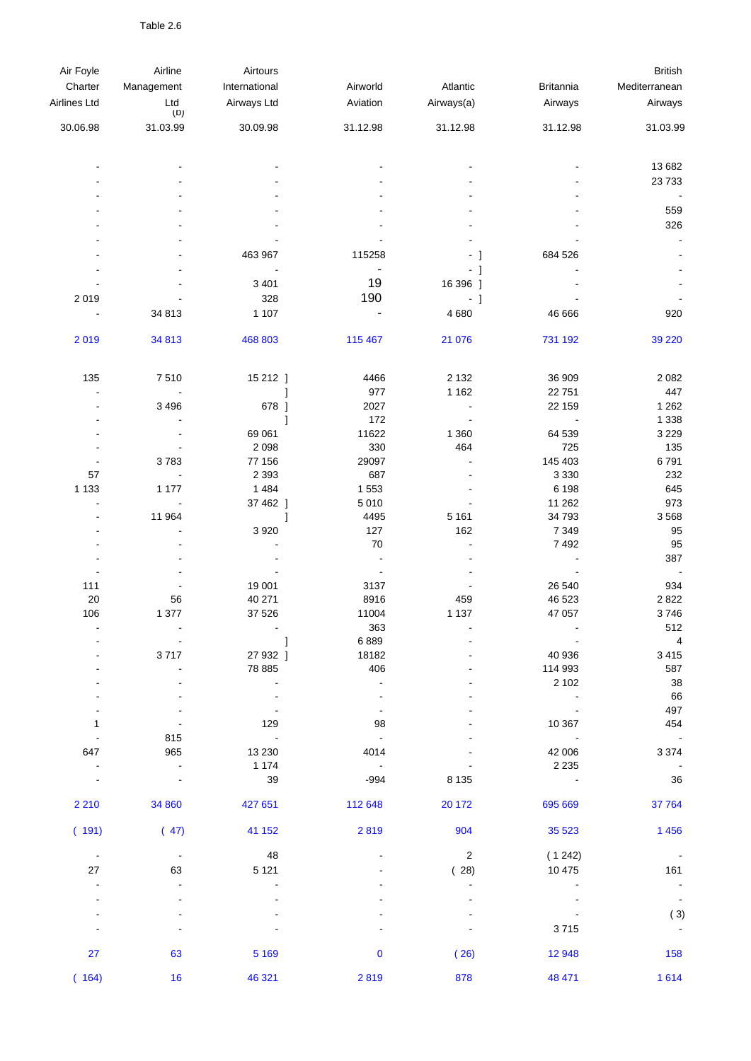Table 2.6

| Air Foyle Charter Airlines Ltd | Airline Management Ltd (b) | Airtours International Airways Ltd | Airworld Aviation | Atlantic Airways(a) | Britannia Airways | British Mediterranean Airways |
|---|---|---|---|---|---|---|
| 30.06.98 | 31.03.99 | 30.09.98 | 31.12.98 | 31.12.98 | 31.12.98 | 31.03.99 |
| - | - | - | - | - | - | 13 682 |
| - | - | - | - | - | - | 23 733 |
| - | - | - | - | - | - | - |
| - | - | - | - | - | - | 559 |
| - | - | - | - | - | - | 326 |
| - | - | - | - | - | - | - |
| - | - | 463 967 | 115258 | - ] | 684 526 | - |
| - | - | - | - | - ] | - | - |
| - | - | 3 401 | 19 | 16 396 ] | - | - |
| 2 019 | - | 328 | 190 | - ] | - | - |
| - | 34 813 | 1 107 | - | 4 680 | 46 666 | 920 |
| 2 019 | 34 813 | 468 803 | 115 467 | 21 076 | 731 192 | 39 220 |
| 135 | 7 510 | 15 212 ] | 4466 | 2 132 | 36 909 | 2 082 |
| - | - | ] | 977 | 1 162 | 22 751 | 447 |
| - | 3 496 | 678 ] | 2027 | - | 22 159 | 1 262 |
| - | - | ] | 172 | - | - | 1 338 |
| - | - | 69 061 | 11622 | 1 360 | 64 539 | 3 229 |
| - | - | 2 098 | 330 | 464 | 725 | 135 |
| - | 3 783 | 77 156 | 29097 | - | 145 403 | 6 791 |
| 57 | - | 2 393 | 687 | - | 3 330 | 232 |
| 1 133 | 1 177 | 1 484 | 1 553 | - | 6 198 | 645 |
| - | - | 37 462 ] | 5 010 | - | 11 262 | 973 |
| - | 11 964 | ] | 4495 | 5 161 | 34 793 | 3 568 |
| - | - | 3 920 | 127 | 162 | 7 349 | 95 |
| - | - | - | 70 | - | 7 492 | 95 |
| - | - | - | - | - | - | 387 |
| - | - | - | - | - | - | - |
| 111 | - | 19 001 | 3137 | - | 26 540 | 934 |
| 20 | 56 | 40 271 | 8916 | 459 | 46 523 | 2 822 |
| 106 | 1 377 | 37 526 | 11004 | 1 137 | 47 057 | 3 746 |
| - | - | - | 363 | - | - | 512 |
| - | - | ] | 6 889 | - | - | 4 |
| - | 3 717 | 27 932 ] | 18182 | - | 40 936 | 3 415 |
| - | - | 78 885 | 406 | - | 114 993 | 587 |
| - | - | - | - | - | 2 102 | 38 |
| - | - | - | - | - | - | 66 |
| - | - | - | - | - | - | 497 |
| 1 | - | 129 | 98 | - | 10 367 | 454 |
| - | 815 | - | - | - | - | - |
| 647 | 965 | 13 230 | 4014 | - | 42 006 | 3 374 |
| - | - | 1 174 | - | - | 2 235 | - |
| - | - | 39 | -994 | 8 135 | - | 36 |
| 2 210 | 34 860 | 427 651 | 112 648 | 20 172 | 695 669 | 37 764 |
| ( 191) | ( 47) | 41 152 | 2 819 | 904 | 35 523 | 1 456 |
| - | - | 48 | - | 2 | ( 1 242) | - |
| 27 | 63 | 5 121 | - | ( 28) | 10 475 | 161 |
| - | - | - | - | - | - | - |
| - | - | - | - | - | - | - |
| - | - | - | - | - | - | ( 3) |
| - | - | - | - | - | 3 715 | - |
| 27 | 63 | 5 169 | 0 | ( 26) | 12 948 | 158 |
| ( 164) | 16 | 46 321 | 2 819 | 878 | 48 471 | 1 614 |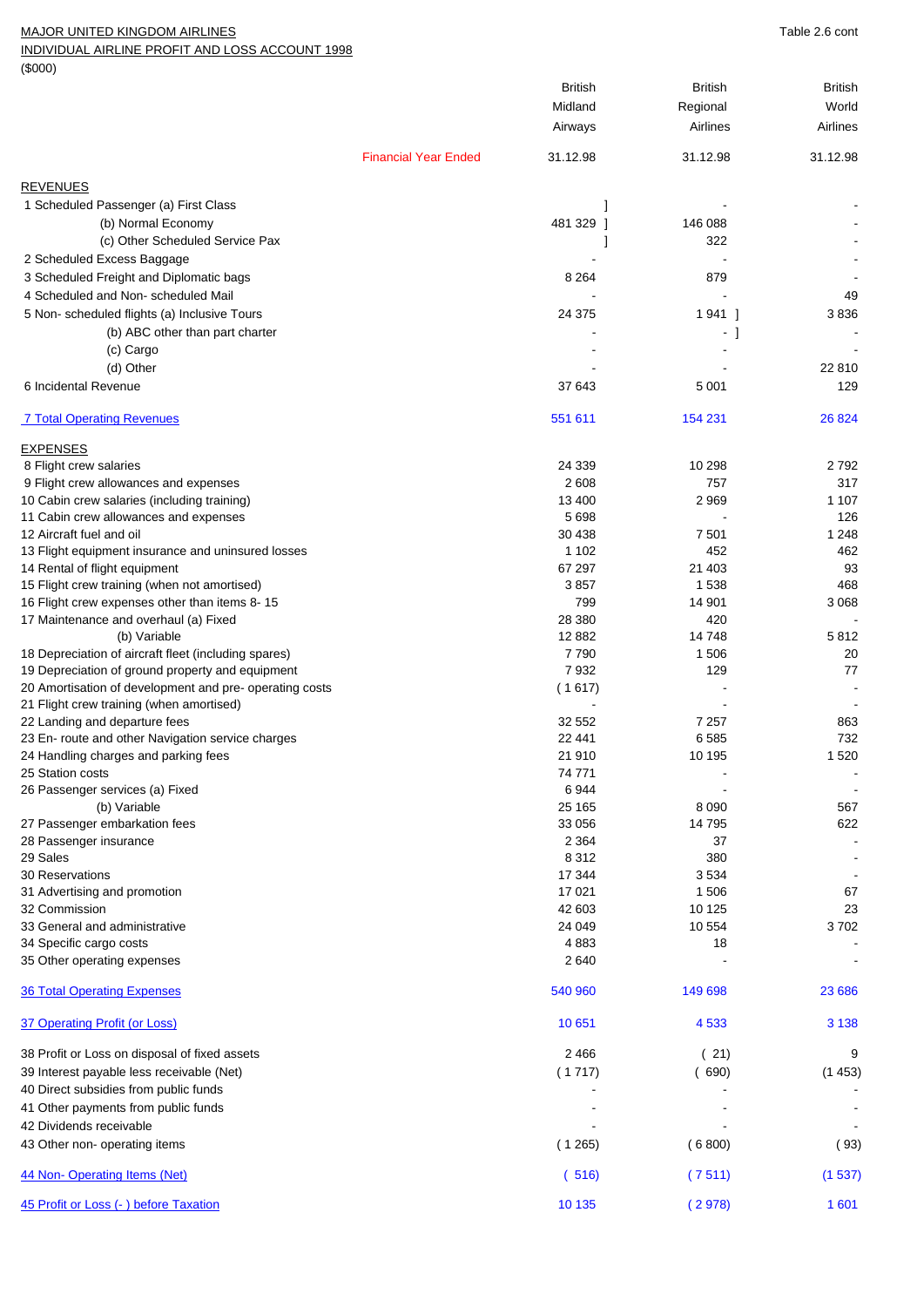MAJOR UNITED KINGDOM AIRLINES

INDIVIDUAL AIRLINE PROFIT AND LOSS ACCOUNT 1998

($000)

Table 2.6 cont

| | British Midland Airways | British Regional Airlines | British World Airlines |
|---|---|---|---|
| Financial Year Ended | 31.12.98 | 31.12.98 | 31.12.98 |
| **REVENUES** | | | |
| 1 Scheduled Passenger (a) First Class | ] | - | - |
| (b) Normal Economy | 481 329 ] | 146 088 | - |
| (c) Other Scheduled Service Pax | ] | 322 | - |
| 2 Scheduled Excess Baggage | - | - | - |
| 3 Scheduled Freight and Diplomatic bags | 8 264 | 879 | - |
| 4 Scheduled and Non- scheduled Mail | - | - | 49 |
| 5 Non- scheduled flights (a) Inclusive Tours | 24 375 | 1 941 ] | 3 836 |
| (b) ABC other than part charter | - | - ] | - |
| (c) Cargo | - | - | - |
| (d) Other | - | - | 22 810 |
| 6 Incidental Revenue | 37 643 | 5 001 | 129 |
| 7 Total Operating Revenues | 551 611 | 154 231 | 26 824 |
| **EXPENSES** | | | |
| 8 Flight crew salaries | 24 339 | 10 298 | 2 792 |
| 9 Flight crew allowances and expenses | 2 608 | 757 | 317 |
| 10 Cabin crew salaries (including training) | 13 400 | 2 969 | 1 107 |
| 11 Cabin crew allowances and expenses | 5 698 | - | 126 |
| 12 Aircraft fuel and oil | 30 438 | 7 501 | 1 248 |
| 13 Flight equipment insurance and uninsured losses | 1 102 | 452 | 462 |
| 14 Rental of flight equipment | 67 297 | 21 403 | 93 |
| 15 Flight crew training (when not amortised) | 3 857 | 1 538 | 468 |
| 16 Flight crew expenses other than items 8- 15 | 799 | 14 901 | 3 068 |
| 17 Maintenance and overhaul (a) Fixed | 28 380 | 420 | - |
| (b) Variable | 12 882 | 14 748 | 5 812 |
| 18 Depreciation of aircraft fleet (including spares) | 7 790 | 1 506 | 20 |
| 19 Depreciation of ground property and equipment | 7 932 | 129 | 77 |
| 20 Amortisation of development and pre- operating costs | ( 1 617) | - | - |
| 21 Flight crew training (when amortised) | - | - | - |
| 22 Landing and departure fees | 32 552 | 7 257 | 863 |
| 23 En- route and other Navigation service charges | 22 441 | 6 585 | 732 |
| 24 Handling charges and parking fees | 21 910 | 10 195 | 1 520 |
| 25 Station costs | 74 771 | - | - |
| 26 Passenger services (a) Fixed | 6 944 | - | - |
| (b) Variable | 25 165 | 8 090 | 567 |
| 27 Passenger embarkation fees | 33 056 | 14 795 | 622 |
| 28 Passenger insurance | 2 364 | 37 | - |
| 29 Sales | 8 312 | 380 | - |
| 30 Reservations | 17 344 | 3 534 | - |
| 31 Advertising and promotion | 17 021 | 1 506 | 67 |
| 32 Commission | 42 603 | 10 125 | 23 |
| 33 General and administrative | 24 049 | 10 554 | 3 702 |
| 34 Specific cargo costs | 4 883 | 18 | - |
| 35 Other operating expenses | 2 640 | - | - |
| 36 Total Operating Expenses | 540 960 | 149 698 | 23 686 |
| 37 Operating Profit (or Loss) | 10 651 | 4 533 | 3 138 |
| 38 Profit or Loss on disposal of fixed assets | 2 466 | ( 21) | 9 |
| 39 Interest payable less receivable (Net) | ( 1 717) | ( 690) | (1 453) |
| 40 Direct subsidies from public funds | - | - | - |
| 41 Other payments from public funds | - | - | - |
| 42 Dividends receivable | - | - | - |
| 43 Other non- operating items | ( 1 265) | ( 6 800) | ( 93) |
| 44 Non- Operating Items (Net) | ( 516) | ( 7 511) | (1 537) |
| 45 Profit or Loss (- ) before Taxation | 10 135 | ( 2 978) | 1 601 |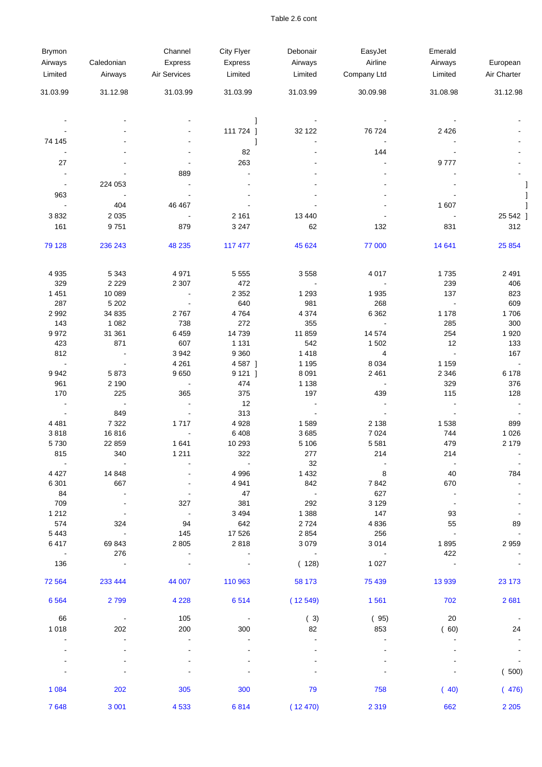Table 2.6 cont

| Brymon Airways Limited | Caledonian Airways | Channel Express Air Services | City Flyer Express Limited | Debonair Airways Limited | EasyJet Airline Company Ltd | Emerald Airways Limited | European Air Charter |
|---|---|---|---|---|---|---|---|
| 31.03.99 | 31.12.98 | 31.03.99 | 31.03.99 | 31.03.99 | 30.09.98 | 31.08.98 | 31.12.98 |
| - | - | - | ] | - | - | - | - |
| - | - | - | 111 724 ] | 32 122 | 76 724 | 2 426 | - |
| 74 145 | - | - | ] | - | - | - | - |
| - | - | - | 82 | - | 144 | - | - |
| 27 | - | - | 263 | - | - | 9 777 | - |
| - | - | 889 | - | - | - | - | - |
| - | 224 053 | - | - | - | - | - | ] |
| 963 | - | - | - | - | - | - | ] |
| - | 404 | 46 467 | - | - | - | 1 607 | ] |
| 3 832 | 2 035 | - | 2 161 | 13 440 | - | - | 25 542 ] |
| 161 | 9 751 | 879 | 3 247 | 62 | 132 | 831 | 312 |
| 79 128 | 236 243 | 48 235 | 117 477 | 45 624 | 77 000 | 14 641 | 25 854 |
| 4 935 | 5 343 | 4 971 | 5 555 | 3 558 | 4 017 | 1 735 | 2 491 |
| 329 | 2 229 | 2 307 | 472 | - | - | 239 | 406 |
| 1 451 | 10 089 | - | 2 352 | 1 293 | 1 935 | 137 | 823 |
| 287 | 5 202 | - | 640 | 981 | 268 | - | 609 |
| 2 992 | 34 835 | 2 767 | 4 764 | 4 374 | 6 362 | 1 178 | 1 706 |
| 143 | 1 082 | 738 | 272 | 355 | - | 285 | 300 |
| 9 972 | 31 361 | 6 459 | 14 739 | 11 859 | 14 574 | 254 | 1 920 |
| 423 | 871 | 607 | 1 131 | 542 | 1 502 | 12 | 133 |
| 812 | - | 3 942 | 9 360 | 1 418 | 4 | - | 167 |
| - | - | 4 261 | 4 587 ] | 1 195 | 8 034 | 1 159 | - |
| 9 942 | 5 873 | 9 650 | 9 121 ] | 8 091 | 2 461 | 2 346 | 6 178 |
| 961 | 2 190 | - | 474 | 1 138 | - | 329 | 376 |
| 170 | 225 | 365 | 375 | 197 | 439 | 115 | 128 |
| - | - | - | 12 | - | - | - | - |
| - | 849 | - | 313 | - | - | - | - |
| 4 481 | 7 322 | 1 717 | 4 928 | 1 589 | 2 138 | 1 538 | 899 |
| 3 818 | 16 816 | - | 6 408 | 3 685 | 7 024 | 744 | 1 026 |
| 5 730 | 22 859 | 1 641 | 10 293 | 5 106 | 5 581 | 479 | 2 179 |
| 815 | 340 | 1 211 | 322 | 277 | 214 | 214 | - |
| - | - | - | - | 32 | - | - | - |
| 4 427 | 14 848 | - | 4 996 | 1 432 | 8 | 40 | 784 |
| 6 301 | 667 | - | 4 941 | 842 | 7 842 | 670 | - |
| 84 | - | - | 47 | - | 627 | - | - |
| 709 | - | 327 | 381 | 292 | 3 129 | - | - |
| 1 212 | - | - | 3 494 | 1 388 | 147 | 93 | - |
| 574 | 324 | 94 | 642 | 2 724 | 4 836 | 55 | 89 |
| 5 443 | - | 145 | 17 526 | 2 854 | 256 | - | - |
| 6 417 | 69 843 | 2 805 | 2 818 | 3 079 | 3 014 | 1 895 | 2 959 |
| - | 276 | - | - | - | - | 422 | - |
| 136 | - | - | - | ( 128) | 1 027 | - | - |
| 72 564 | 233 444 | 44 007 | 110 963 | 58 173 | 75 439 | 13 939 | 23 173 |
| 6 564 | 2 799 | 4 228 | 6 514 | ( 12 549) | 1 561 | 702 | 2 681 |
| 66 | - | 105 | - | ( 3) | ( 95) | 20 | - |
| 1 018 | 202 | 200 | 300 | 82 | 853 | ( 60) | 24 |
| - | - | - | - | - | - | - | - |
| - | - | - | - | - | - | - | - |
| - | - | - | - | - | - | - | - |
| - | - | - | - | - | - | - | ( 500) |
| 1 084 | 202 | 305 | 300 | 79 | 758 | ( 40) | ( 476) |
| 7 648 | 3 001 | 4 533 | 6 814 | ( 12 470) | 2 319 | 662 | 2 205 |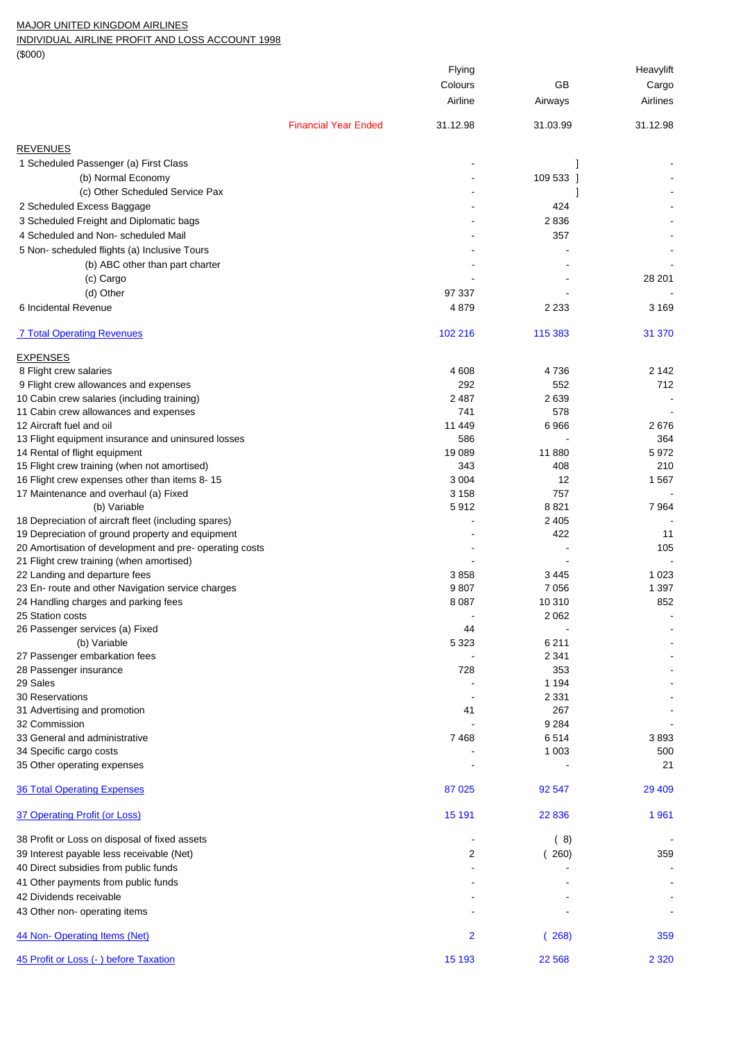MAJOR UNITED KINGDOM AIRLINES

INDIVIDUAL AIRLINE PROFIT AND LOSS ACCOUNT 1998

($000)

| | Flying Colours Airline | GB Airways | Heavylift Cargo Airlines |
|---|---|---|---|
| Financial Year Ended | 31.12.98 | 31.03.99 | 31.12.98 |
| **REVENUES** | | | |
| 1 Scheduled Passenger (a) First Class | - | ] | - |
| (b) Normal Economy | - | 109 533 ] | - |
| (c) Other Scheduled Service Pax | - | ] | - |
| 2 Scheduled Excess Baggage | - | 424 | - |
| 3 Scheduled Freight and Diplomatic bags | - | 2 836 | - |
| 4 Scheduled and Non- scheduled Mail | - | 357 | - |
| 5 Non- scheduled flights (a) Inclusive Tours | - | - | - |
| (b) ABC other than part charter | - | - | - |
| (c) Cargo | - | - | 28 201 |
| (d) Other | 97 337 | - | - |
| 6 Incidental Revenue | 4 879 | 2 233 | 3 169 |
| 7 Total Operating Revenues | 102 216 | 115 383 | 31 370 |
| **EXPENSES** | | | |
| 8 Flight crew salaries | 4 608 | 4 736 | 2 142 |
| 9 Flight crew allowances and expenses | 292 | 552 | 712 |
| 10 Cabin crew salaries (including training) | 2 487 | 2 639 | - |
| 11 Cabin crew allowances and expenses | 741 | 578 | - |
| 12 Aircraft fuel and oil | 11 449 | 6 966 | 2 676 |
| 13 Flight equipment insurance and uninsured losses | 586 | - | 364 |
| 14 Rental of flight equipment | 19 089 | 11 880 | 5 972 |
| 15 Flight crew training (when not amortised) | 343 | 408 | 210 |
| 16 Flight crew expenses other than items 8- 15 | 3 004 | 12 | 1 567 |
| 17 Maintenance and overhaul (a) Fixed | 3 158 | 757 | - |
| (b) Variable | 5 912 | 8 821 | 7 964 |
| 18 Depreciation of aircraft fleet (including spares) | - | 2 405 | - |
| 19 Depreciation of ground property and equipment | - | 422 | 11 |
| 20 Amortisation of development and pre- operating costs | - | - | 105 |
| 21 Flight crew training (when amortised) | - | - | - |
| 22 Landing and departure fees | 3 858 | 3 445 | 1 023 |
| 23 En- route and other Navigation service charges | 9 807 | 7 056 | 1 397 |
| 24 Handling charges and parking fees | 8 087 | 10 310 | 852 |
| 25 Station costs | - | 2 062 | - |
| 26 Passenger services (a) Fixed | 44 | - | - |
| (b) Variable | 5 323 | 6 211 | - |
| 27 Passenger embarkation fees | - | 2 341 | - |
| 28 Passenger insurance | 728 | 353 | - |
| 29 Sales | - | 1 194 | - |
| 30 Reservations | - | 2 331 | - |
| 31 Advertising and promotion | 41 | 267 | - |
| 32 Commission | - | 9 284 | - |
| 33 General and administrative | 7 468 | 6 514 | 3 893 |
| 34 Specific cargo costs | - | 1 003 | 500 |
| 35 Other operating expenses | - | - | 21 |
| 36 Total Operating Expenses | 87 025 | 92 547 | 29 409 |
| 37 Operating Profit (or Loss) | 15 191 | 22 836 | 1 961 |
| 38 Profit or Loss on disposal of fixed assets | - | ( 8) | - |
| 39 Interest payable less receivable (Net) | 2 | ( 260) | 359 |
| 40 Direct subsidies from public funds | - | - | - |
| 41 Other payments from public funds | - | - | - |
| 42 Dividends receivable | - | - | - |
| 43 Other non- operating items | - | - | - |
| 44 Non- Operating Items (Net) | 2 | ( 268) | 359 |
| 45 Profit or Loss (- ) before Taxation | 15 193 | 22 568 | 2 320 |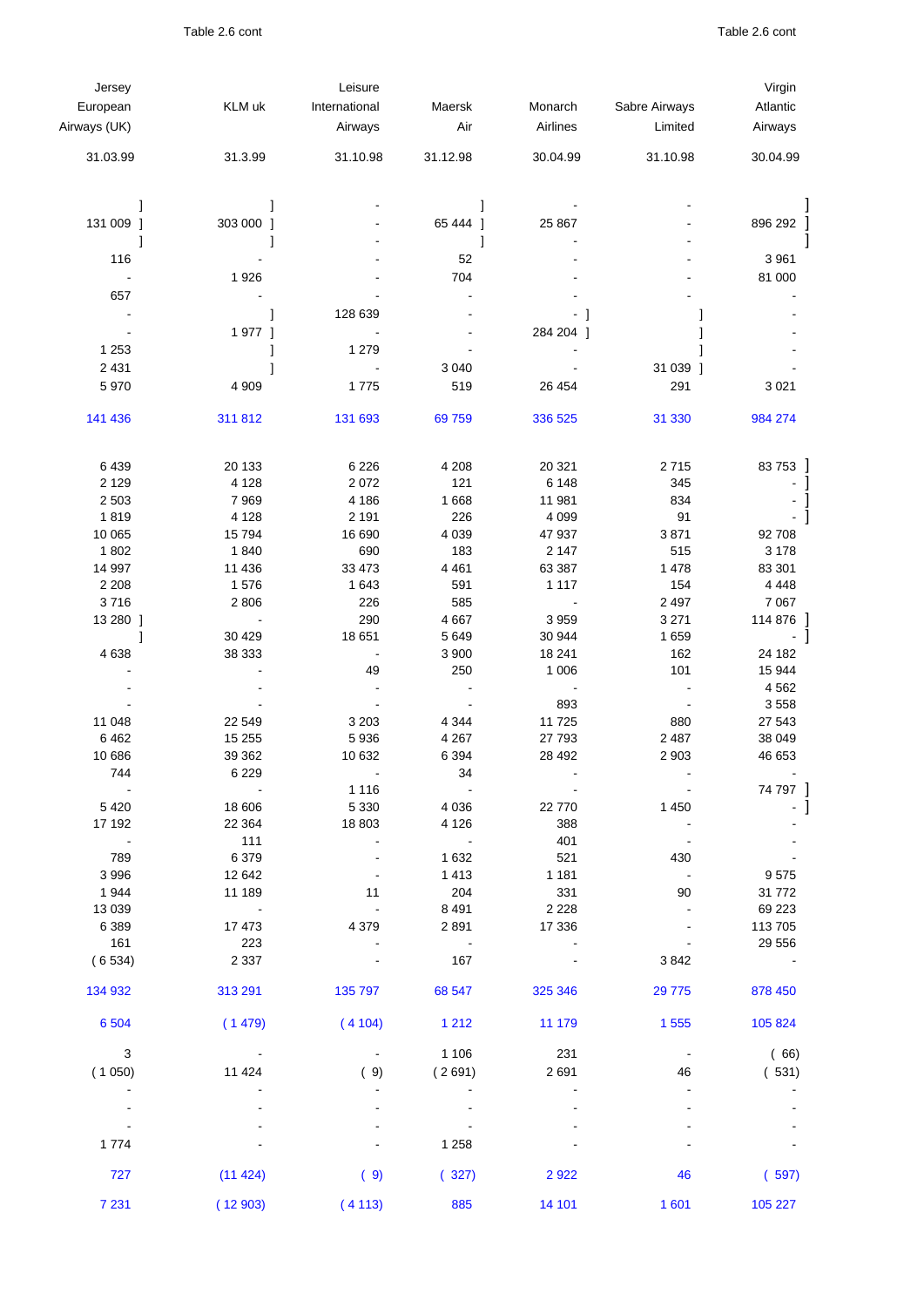Table 2.6 cont

| Jersey European Airways (UK) | KLM uk | Leisure International Airways | Maersk Air | Monarch Airlines | Sabre Airways Limited | Virgin Atlantic Airways |
|---|---|---|---|---|---|---|
| 31.03.99 | 31.3.99 | 31.10.98 | 31.12.98 | 30.04.99 | 31.10.98 | 30.04.99 |
| ] | ] | - | ] | - | - | ] |
| 131 009 ] | 303 000 ] | - | 65 444 ] | 25 867 | - | 896 292 ] |
| ] | ] | - | ] | - | - | ] |
| 116 | - | - | 52 | - | - | 3 961 |
| - | 1 926 | - | 704 | - | - | 81 000 |
| 657 | - | - | - | - | - | - |
| - | ] | 128 639 | - | - ] | ] | - |
| - | 1 977 ] | - | - | 284 204 ] | ] | - |
| 1 253 | ] | 1 279 | - | - | ] | - |
| 2 431 | ] | - | 3 040 | - | 31 039 ] | - |
| 5 970 | 4 909 | 1 775 | 519 | 26 454 | 291 | 3 021 |
| 141 436 | 311 812 | 131 693 | 69 759 | 336 525 | 31 330 | 984 274 |
| 6 439 | 20 133 | 6 226 | 4 208 | 20 321 | 2 715 | 83 753 ] |
| 2 129 | 4 128 | 2 072 | 121 | 6 148 | 345 | - ] |
| 2 503 | 7 969 | 4 186 | 1 668 | 11 981 | 834 | - ] |
| 1 819 | 4 128 | 2 191 | 226 | 4 099 | 91 | - ] |
| 10 065 | 15 794 | 16 690 | 4 039 | 47 937 | 3 871 | 92 708 |
| 1 802 | 1 840 | 690 | 183 | 2 147 | 515 | 3 178 |
| 14 997 | 11 436 | 33 473 | 4 461 | 63 387 | 1 478 | 83 301 |
| 2 208 | 1 576 | 1 643 | 591 | 1 117 | 154 | 4 448 |
| 3 716 | 2 806 | 226 | 585 | - | 2 497 | 7 067 |
| 13 280 ] | - | 290 | 4 667 | 3 959 | 3 271 | 114 876 ] |
| ] | 30 429 | 18 651 | 5 649 | 30 944 | 1 659 | - ] |
| 4 638 | 38 333 | - | 3 900 | 18 241 | 162 | 24 182 |
| - | - | 49 | 250 | 1 006 | 101 | 15 944 |
| - | - | - | - | - | - | 4 562 |
| - | - | - | - | 893 | - | 3 558 |
| 11 048 | 22 549 | 3 203 | 4 344 | 11 725 | 880 | 27 543 |
| 6 462 | 15 255 | 5 936 | 4 267 | 27 793 | 2 487 | 38 049 |
| 10 686 | 39 362 | 10 632 | 6 394 | 28 492 | 2 903 | 46 653 |
| 744 | 6 229 | - | 34 | - | - | - |
| - | - | 1 116 | - | - | - | 74 797 ] |
| 5 420 | 18 606 | 5 330 | 4 036 | 22 770 | 1 450 | - ] |
| 17 192 | 22 364 | 18 803 | 4 126 | 388 | - | - |
| - | 111 | - | - | 401 | - | - |
| 789 | 6 379 | - | 1 632 | 521 | 430 | - |
| 3 996 | 12 642 | - | 1 413 | 1 181 | - | 9 575 |
| 1 944 | 11 189 | 11 | 204 | 331 | 90 | 31 772 |
| 13 039 | - | - | 8 491 | 2 228 | - | 69 223 |
| 6 389 | 17 473 | 4 379 | 2 891 | 17 336 | - | 113 705 |
| 161 | 223 | - | - | - | - | 29 556 |
| ( 6 534) | 2 337 | - | 167 | - | 3 842 | - |
| 134 932 | 313 291 | 135 797 | 68 547 | 325 346 | 29 775 | 878 450 |
| 6 504 | ( 1 479) | ( 4 104) | 1 212 | 11 179 | 1 555 | 105 824 |
| 3 | - | - | 1 106 | 231 | - | ( 66) |
| ( 1 050) | 11 424 | ( 9) | ( 2 691) | 2 691 | 46 | ( 531) |
| - | - | - | - | - | - | - |
| - | - | - | - | - | - | - |
| - | - | - | - | - | - | - |
| 1 774 | - | - | 1 258 | - | - | - |
| 727 | (11 424) | ( 9) | ( 327) | 2 922 | 46 | ( 597) |
| 7 231 | ( 12 903) | ( 4 113) | 885 | 14 101 | 1 601 | 105 227 |